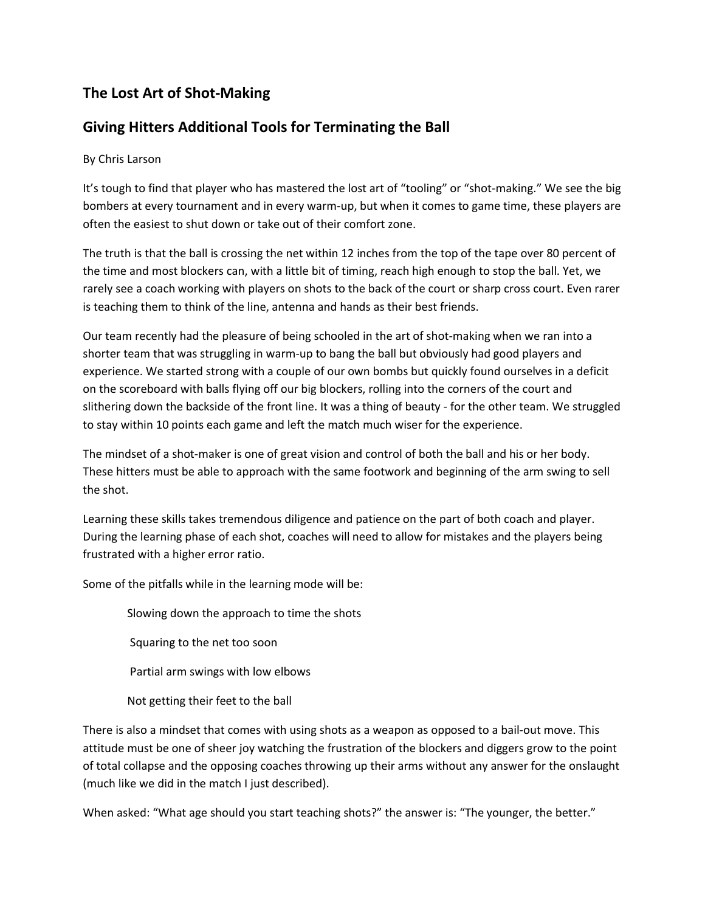## The Lost Art of Shot-Making

## Giving Hitters Additional Tools for Terminating the Ball

By Chris Larson

It's tough to find that player who has mastered the lost art of "tooling" or "shot-making." We see the big bombers at every tournament and in every warm-up, but when it comes to game time, these players are often the easiest to shut down or take out of their comfort zone.

The truth is that the ball is crossing the net within 12 inches from the top of the tape over 80 percent of the time and most blockers can, with a little bit of timing, reach high enough to stop the ball. Yet, we rarely see a coach working with players on shots to the back of the court or sharp cross court. Even rarer is teaching them to think of the line, antenna and hands as their best friends.

Our team recently had the pleasure of being schooled in the art of shot-making when we ran into a shorter team that was struggling in warm-up to bang the ball but obviously had good players and experience. We started strong with a couple of our own bombs but quickly found ourselves in a deficit on the scoreboard with balls flying off our big blockers, rolling into the corners of the court and slithering down the backside of the front line. It was a thing of beauty - for the other team. We struggled to stay within 10 points each game and left the match much wiser for the experience.

The mindset of a shot-maker is one of great vision and control of both the ball and his or her body. These hitters must be able to approach with the same footwork and beginning of the arm swing to sell the shot.

Learning these skills takes tremendous diligence and patience on the part of both coach and player. During the learning phase of each shot, coaches will need to allow for mistakes and the players being frustrated with a higher error ratio.

Some of the pitfalls while in the learning mode will be:

- Slowing down the approach to time the shots
- Squaring to the net too soon
- Partial arm swings with low elbows
- Not getting their feet to the ball

There is also a mindset that comes with using shots as a weapon as opposed to a bail-out move. This attitude must be one of sheer joy watching the frustration of the blockers and diggers grow to the point of total collapse and the opposing coaches throwing up their arms without any answer for the onslaught (much like we did in the match I just described).

When asked: "What age should you start teaching shots?" the answer is: "The younger, the better."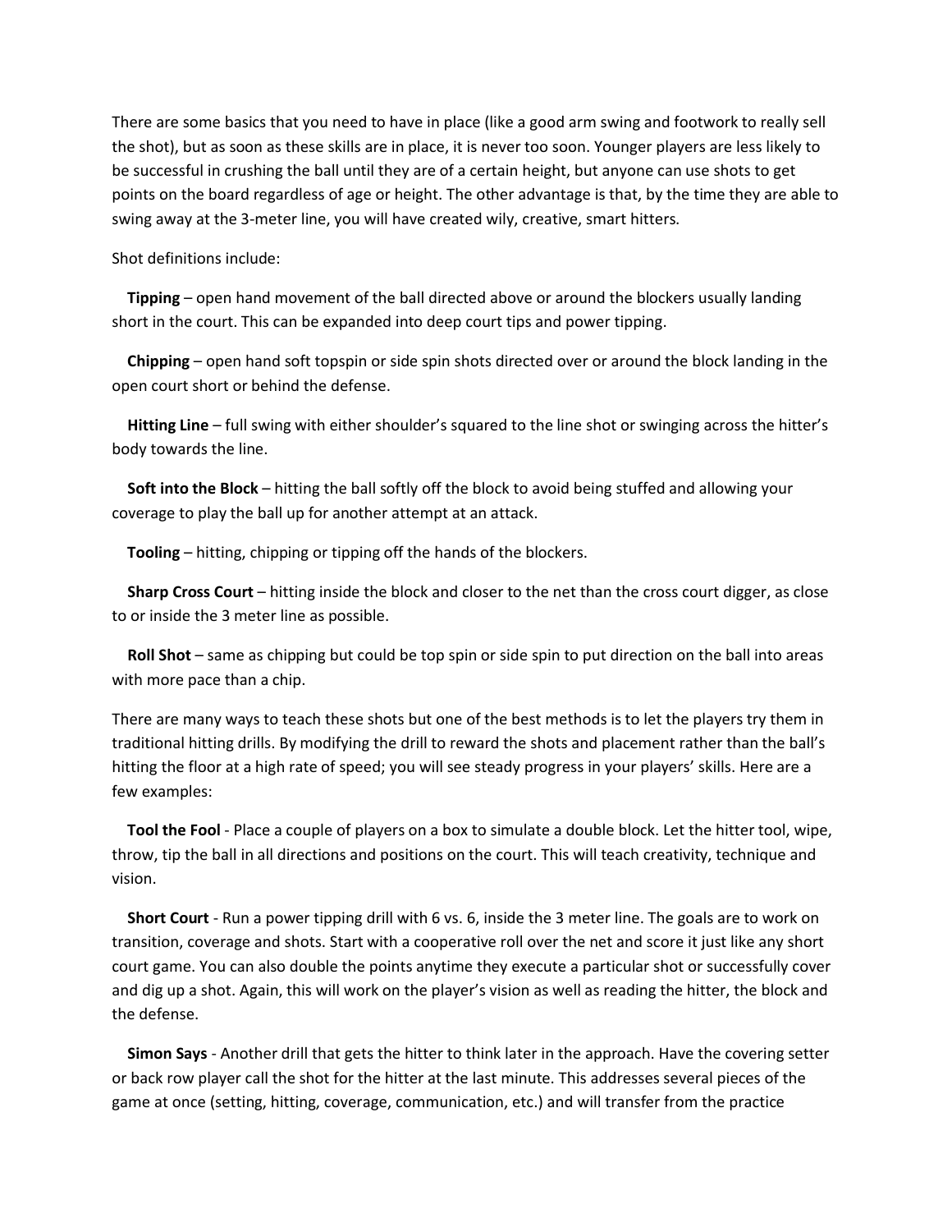There are some basics that you need to have in place (like a good arm swing and footwork to really sell the shot), but as soon as these skills are in place, it is never too soon. Younger players are less likely to be successful in crushing the ball until they are of a certain height, but anyone can use shots to get points on the board regardless of age or height. The other advantage is that, by the time they are able to swing away at the 3-meter line, you will have created wily, creative, smart hitters.

Shot definitions include:

**Tipping** – open hand movement of the ball directed above or around the blockers usually landing short in the court. This can be expanded into deep court tips and power tipping.

**Chipping** – open hand soft topspin or side spin shots directed over or around the block landing in the open court short or behind the defense.

**Hitting Line** – full swing with either shoulder's squared to the line shot or swinging across the hitter's body towards the line.

**Soft into the Block** – hitting the ball softly off the block to avoid being stuffed and allowing your coverage to play the ball up for another attempt at an attack.

**Tooling** – hitting, chipping or tipping off the hands of the blockers.

**Sharp Cross Court** – hitting inside the block and closer to the net than the cross court digger, as close to or inside the 3 meter line as possible.

**Roll Shot** – same as chipping but could be top spin or side spin to put direction on the ball into areas with more pace than a chip.

There are many ways to teach these shots but one of the best methods is to let the players try them in traditional hitting drills. By modifying the drill to reward the shots and placement rather than the ball's hitting the floor at a high rate of speed; you will see steady progress in your players' skills. Here are a few examples:

**Tool the Fool** - Place a couple of players on a box to simulate a double block. Let the hitter tool, wipe, throw, tip the ball in all directions and positions on the court. This will teach creativity, technique and vision.

**Short Court** - Run a power tipping drill with 6 vs. 6, inside the 3 meter line. The goals are to work on transition, coverage and shots. Start with a cooperative roll over the net and score it just like any short court game. You can also double the points anytime they execute a particular shot or successfully cover and dig up a shot. Again, this will work on the player's vision as well as reading the hitter, the block and the defense.

**Simon Says** - Another drill that gets the hitter to think later in the approach. Have the covering setter or back row player call the shot for the hitter at the last minute. This addresses several pieces of the game at once (setting, hitting, coverage, communication, etc.) and will transfer from the practice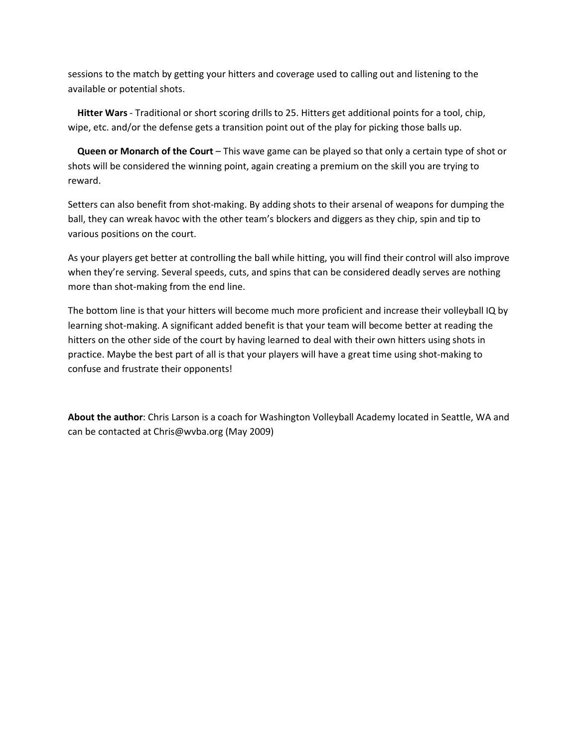sessions to the match by getting your hitters and coverage used to calling out and listening to the available or potential shots.

**Hitter Wars** - Traditional or short scoring drills to 25. Hitters get additional points for a tool, chip, wipe, etc. and/or the defense gets a transition point out of the play for picking those balls up.

**Queen or Monarch of the Court** – This wave game can be played so that only a certain type of shot or shots will be considered the winning point, again creating a premium on the skill you are trying to reward.

Setters can also benefit from shot-making. By adding shots to their arsenal of weapons for dumping the ball, they can wreak havoc with the other team's blockers and diggers as they chip, spin and tip to various positions on the court.

As your players get better at controlling the ball while hitting, you will find their control will also improve when they're serving. Several speeds, cuts, and spins that can be considered deadly serves are nothing more than shot-making from the end line.

The bottom line is that your hitters will become much more proficient and increase their volleyball IQ by learning shot-making. A significant added benefit is that your team will become better at reading the hitters on the other side of the court by having learned to deal with their own hitters using shots in practice. Maybe the best part of all is that your players will have a great time using shot-making to confuse and frustrate their opponents!

**About the author**: Chris Larson is a coach for Washington Volleyball Academy located in Seattle, WA and can be contacted at Chris@wvba.org (May 2009)